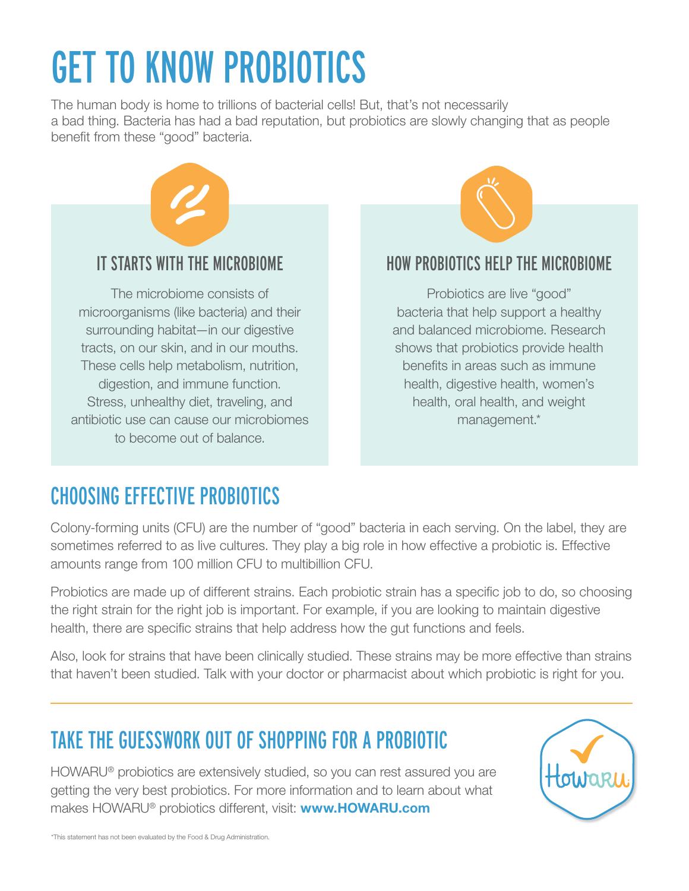# GET TO KNOW PROBIOTICS

The human body is home to trillions of bacterial cells! But, that's not necessarily a bad thing. Bacteria has had a bad reputation, but probiotics are slowly changing that as people benefit from these "good" bacteria.

## IT STARTS WITH THE MICROBIOME

The microbiome consists of microorganisms (like bacteria) and their surrounding habitat—in our digestive tracts, on our skin, and in our mouths. These cells help metabolism, nutrition, digestion, and immune function. Stress, unhealthy diet, traveling, and antibiotic use can cause our microbiomes to become out of balance.

## HOW PROBIOTICS HELP THE MICROBIOME

Probiotics are live "good" bacteria that help support a healthy and balanced microbiome. Research shows that probiotics provide health benefits in areas such as immune health, digestive health, women's health, oral health, and weight management.*

## CHOOSING EFFECTIVE PROBIOTICS

Colony-forming units (CFU) are the number of "good" bacteria in each serving. On the label, they are sometimes referred to as live cultures. They play a big role in how effective a probiotic is. Effective amounts range from 100 million CFU to multibillion CFU.

Probiotics are made up of different strains. Each probiotic strain has a specific job to do, so choosing the right strain for the right job is important. For example, if you are looking to maintain digestive health, there are specific strains that help address how the gut functions and feels.

Also, look for strains that have been clinically studied. These strains may be more effective than strains that haven't been studied. Talk with your doctor or pharmacist about which probiotic is right for you.

---

## TAKE THE GUESSWORK OUT OF SHOPPING FOR A PROBIOTIC

HOWARU® probiotics are extensively studied, so you can rest assured you are getting the very best probiotics. For more information and to learn about what makes HOWARU® probiotics different, visit: **www.HOWARU.com**

Howaru

*This statement has not been evaluated by the Food & Drug Administration.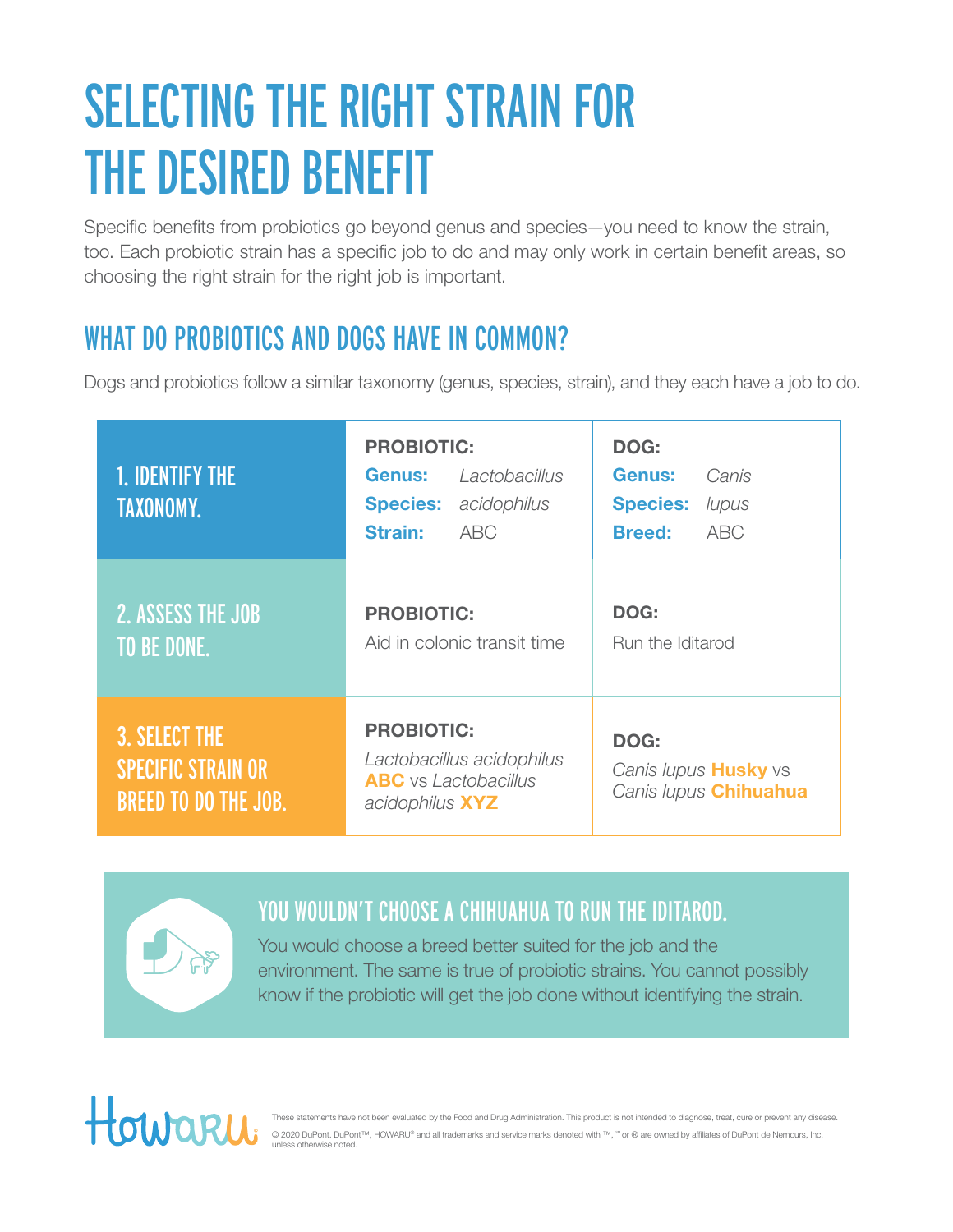# SELECTING THE RIGHT STRAIN FOR THE DESIRED BENEFIT

Specific benefits from probiotics go beyond genus and species—you need to know the strain, too. Each probiotic strain has a specific job to do and may only work in certain benefit areas, so choosing the right strain for the right job is important.

## WHAT DO PROBIOTICS AND DOGS HAVE IN COMMON?

Dogs and probiotics follow a similar taxonomy (genus, species, strain), and they each have a job to do.

| | | |
|---|---|---|
| 1. IDENTIFY THE TAXONOMY. | **PROBIOTIC:**<br>**Genus:** *Lactobacillus*<br>**Species:** *acidophilus*<br>**Strain:** ABC | **DOG:**<br>**Genus:** *Canis*<br>**Species:** *lupus*<br>**Breed:** ABC |
| 2. ASSESS THE JOB TO BE DONE. | **PROBIOTIC:**<br>Aid in colonic transit time | **DOG:**<br>Run the Iditarod |
| 3. SELECT THE SPECIFIC STRAIN OR BREED TO DO THE JOB. | **PROBIOTIC:**<br>*Lactobacillus acidophilus* **ABC** vs *Lactobacillus acidophilus* **XYZ** | **DOG:**<br>*Canis lupus* **Husky** vs *Canis lupus* **Chihuahua** |

### YOU WOULDN'T CHOOSE A CHIHUAHUA TO RUN THE IDITAROD.

You would choose a breed better suited for the job and the environment. The same is true of probiotic strains. You cannot possibly know if the probiotic will get the job done without identifying the strain.

Howaru

These statements have not been evaluated by the Food and Drug Administration. This product is not intended to diagnose, treat, cure or prevent any disease.

© 2020 DuPont. DuPont™, HOWARU® and all trademarks and service marks denoted with ™, ℠ or ® are owned by affiliates of DuPont de Nemours, Inc. unless otherwise noted.